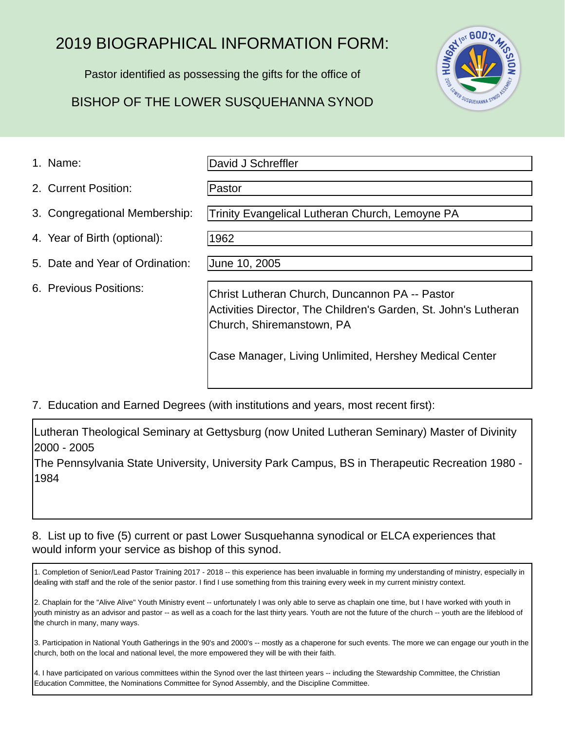# 2019 BIOGRAPHICAL INFORMATION FORM:

Pastor identified as possessing the gifts for the office of

## BISHOP OF THE LOWER SUSQUEHANNA SYNOD

1. Name: David J Schreffler
2. Current Position: Pastor
3. Congregational Membership: Trinity Evangelical Lutheran Church, Lemoyne PA
4. Year of Birth (optional): 1962
5. Date and Year of Ordination: June 10, 2005
6. Previous Positions:

   Christ Lutheran Church, Duncannon PA -- Pastor
   Activities Director, The Children's Garden, St. John's Lutheran Church, Shiremanstown, PA

   Case Manager, Living Unlimited, Hershey Medical Center

7. Education and Earned Degrees (with institutions and years, most recent first):

Lutheran Theological Seminary at Gettysburg (now United Lutheran Seminary) Master of Divinity 2000 - 2005
The Pennsylvania State University, University Park Campus, BS in Therapeutic Recreation 1980 - 1984

8. List up to five (5) current or past Lower Susquehanna synodical or ELCA experiences that would inform your service as bishop of this synod.

1. Completion of Senior/Lead Pastor Training 2017 - 2018 -- this experience has been invaluable in forming my understanding of ministry, especially in dealing with staff and the role of the senior pastor. I find I use something from this training every week in my current ministry context.

2. Chaplain for the "Alive Alive" Youth Ministry event -- unfortunately I was only able to serve as chaplain one time, but I have worked with youth in youth ministry as an advisor and pastor -- as well as a coach for the last thirty years. Youth are not the future of the church -- youth are the lifeblood of the church in many, many ways.

3. Participation in National Youth Gatherings in the 90's and 2000's -- mostly as a chaperone for such events. The more we can engage our youth in the church, both on the local and national level, the more empowered they will be with their faith.

4. I have participated on various committees within the Synod over the last thirteen years -- including the Stewardship Committee, the Christian Education Committee, the Nominations Committee for Synod Assembly, and the Discipline Committee.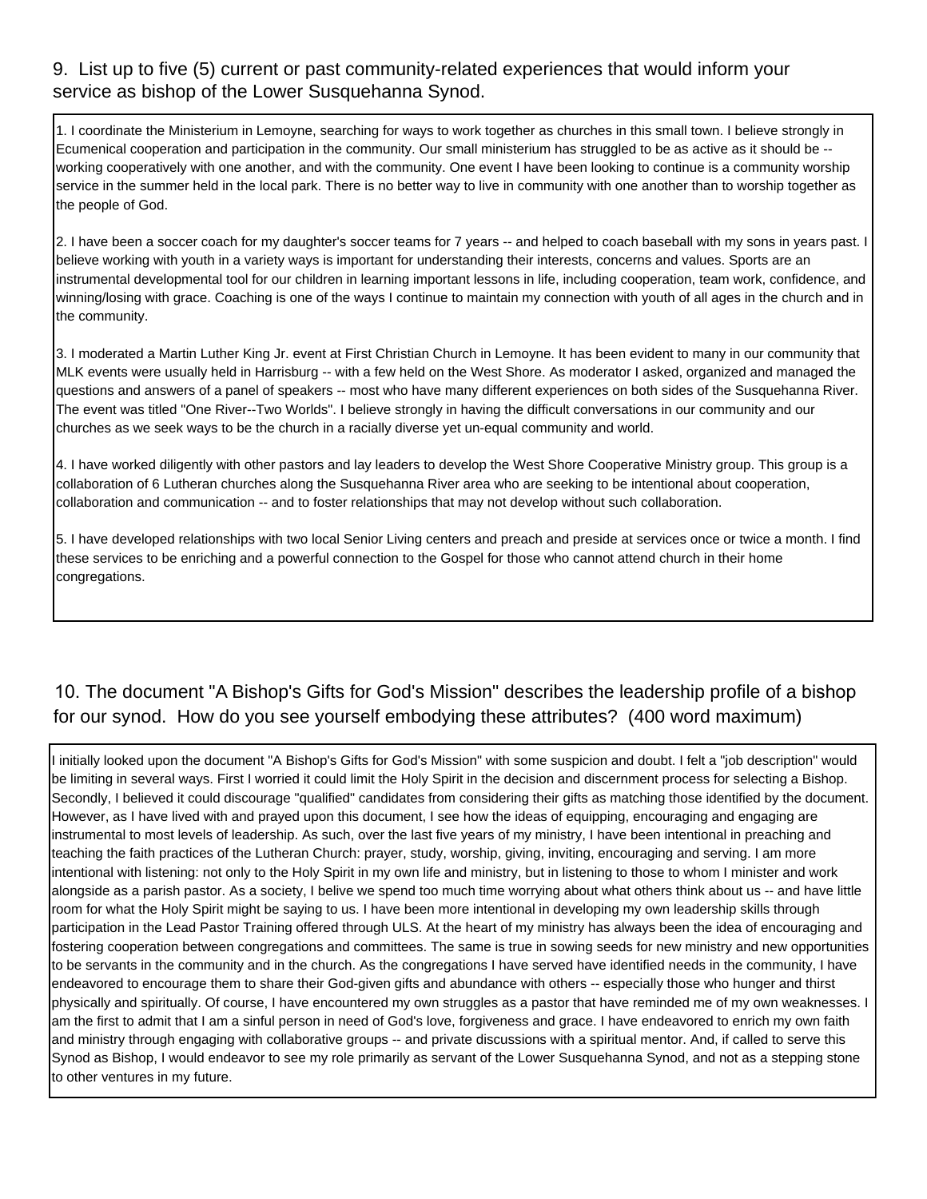9. List up to five (5) current or past community-related experiences that would inform your service as bishop of the Lower Susquehanna Synod.

1. I coordinate the Ministerium in Lemoyne, searching for ways to work together as churches in this small town. I believe strongly in Ecumenical cooperation and participation in the community. Our small ministerium has struggled to be as active as it should be -- working cooperatively with one another, and with the community. One event I have been looking to continue is a community worship service in the summer held in the local park. There is no better way to live in community with one another than to worship together as the people of God.

2. I have been a soccer coach for my daughter's soccer teams for 7 years -- and helped to coach baseball with my sons in years past. I believe working with youth in a variety ways is important for understanding their interests, concerns and values. Sports are an instrumental developmental tool for our children in learning important lessons in life, including cooperation, team work, confidence, and winning/losing with grace. Coaching is one of the ways I continue to maintain my connection with youth of all ages in the church and in the community.

3. I moderated a Martin Luther King Jr. event at First Christian Church in Lemoyne. It has been evident to many in our community that MLK events were usually held in Harrisburg -- with a few held on the West Shore. As moderator I asked, organized and managed the questions and answers of a panel of speakers -- most who have many different experiences on both sides of the Susquehanna River. The event was titled "One River--Two Worlds". I believe strongly in having the difficult conversations in our community and our churches as we seek ways to be the church in a racially diverse yet un-equal community and world.

4. I have worked diligently with other pastors and lay leaders to develop the West Shore Cooperative Ministry group. This group is a collaboration of 6 Lutheran churches along the Susquehanna River area who are seeking to be intentional about cooperation, collaboration and communication -- and to foster relationships that may not develop without such collaboration.

5. I have developed relationships with two local Senior Living centers and preach and preside at services once or twice a month. I find these services to be enriching and a powerful connection to the Gospel for those who cannot attend church in their home congregations.

10. The document "A Bishop's Gifts for God's Mission" describes the leadership profile of a bishop for our synod. How do you see yourself embodying these attributes? (400 word maximum)

I initially looked upon the document "A Bishop's Gifts for God's Mission" with some suspicion and doubt. I felt a "job description" would be limiting in several ways. First I worried it could limit the Holy Spirit in the decision and discernment process for selecting a Bishop. Secondly, I believed it could discourage "qualified" candidates from considering their gifts as matching those identified by the document. However, as I have lived with and prayed upon this document, I see how the ideas of equipping, encouraging and engaging are instrumental to most levels of leadership. As such, over the last five years of my ministry, I have been intentional in preaching and teaching the faith practices of the Lutheran Church: prayer, study, worship, giving, inviting, encouraging and serving. I am more intentional with listening: not only to the Holy Spirit in my own life and ministry, but in listening to those to whom I minister and work alongside as a parish pastor. As a society, I belive we spend too much time worrying about what others think about us -- and have little room for what the Holy Spirit might be saying to us. I have been more intentional in developing my own leadership skills through participation in the Lead Pastor Training offered through ULS. At the heart of my ministry has always been the idea of encouraging and fostering cooperation between congregations and committees. The same is true in sowing seeds for new ministry and new opportunities to be servants in the community and in the church. As the congregations I have served have identified needs in the community, I have endeavored to encourage them to share their God-given gifts and abundance with others -- especially those who hunger and thirst physically and spiritually. Of course, I have encountered my own struggles as a pastor that have reminded me of my own weaknesses. I am the first to admit that I am a sinful person in need of God's love, forgiveness and grace. I have endeavored to enrich my own faith and ministry through engaging with collaborative groups -- and private discussions with a spiritual mentor. And, if called to serve this Synod as Bishop, I would endeavor to see my role primarily as servant of the Lower Susquehanna Synod, and not as a stepping stone to other ventures in my future.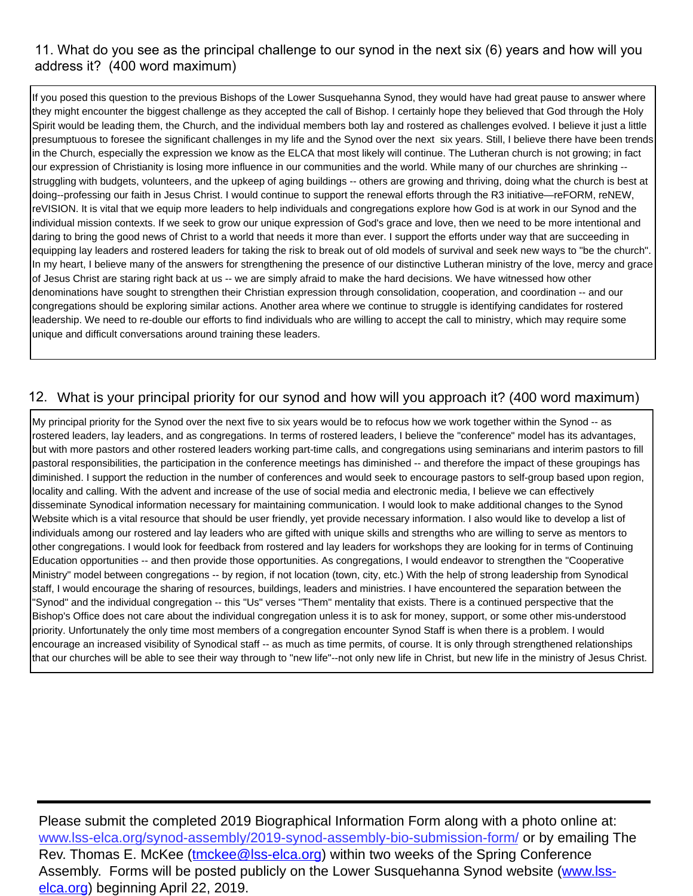11. What do you see as the principal challenge to our synod in the next six (6) years and how will you address it? (400 word maximum)

If you posed this question to the previous Bishops of the Lower Susquehanna Synod, they would have had great pause to answer where they might encounter the biggest challenge as they accepted the call of Bishop. I certainly hope they believed that God through the Holy Spirit would be leading them, the Church, and the individual members both lay and rostered as challenges evolved. I believe it just a little presumptuous to foresee the significant challenges in my life and the Synod over the next six years. Still, I believe there have been trends in the Church, especially the expression we know as the ELCA that most likely will continue. The Lutheran church is not growing; in fact our expression of Christianity is losing more influence in our communities and the world. While many of our churches are shrinking -- struggling with budgets, volunteers, and the upkeep of aging buildings -- others are growing and thriving, doing what the church is best at doing--professing our faith in Jesus Christ. I would continue to support the renewal efforts through the R3 initiative—reFORM, reNEW, reVISION. It is vital that we equip more leaders to help individuals and congregations explore how God is at work in our Synod and the individual mission contexts. If we seek to grow our unique expression of God's grace and love, then we need to be more intentional and daring to bring the good news of Christ to a world that needs it more than ever. I support the efforts under way that are succeeding in equipping lay leaders and rostered leaders for taking the risk to break out of old models of survival and seek new ways to "be the church". In my heart, I believe many of the answers for strengthening the presence of our distinctive Lutheran ministry of the love, mercy and grace of Jesus Christ are staring right back at us -- we are simply afraid to make the hard decisions. We have witnessed how other denominations have sought to strengthen their Christian expression through consolidation, cooperation, and coordination -- and our congregations should be exploring similar actions. Another area where we continue to struggle is identifying candidates for rostered leadership. We need to re-double our efforts to find individuals who are willing to accept the call to ministry, which may require some unique and difficult conversations around training these leaders.

12. What is your principal priority for our synod and how will you approach it? (400 word maximum)

My principal priority for the Synod over the next five to six years would be to refocus how we work together within the Synod -- as rostered leaders, lay leaders, and as congregations. In terms of rostered leaders, I believe the "conference" model has its advantages, but with more pastors and other rostered leaders working part-time calls, and congregations using seminarians and interim pastors to fill pastoral responsibilities, the participation in the conference meetings has diminished -- and therefore the impact of these groupings has diminished. I support the reduction in the number of conferences and would seek to encourage pastors to self-group based upon region, locality and calling. With the advent and increase of the use of social media and electronic media, I believe we can effectively disseminate Synodical information necessary for maintaining communication. I would look to make additional changes to the Synod Website which is a vital resource that should be user friendly, yet provide necessary information. I also would like to develop a list of individuals among our rostered and lay leaders who are gifted with unique skills and strengths who are willing to serve as mentors to other congregations. I would look for feedback from rostered and lay leaders for workshops they are looking for in terms of Continuing Education opportunities -- and then provide those opportunities. As congregations, I would endeavor to strengthen the "Cooperative Ministry" model between congregations -- by region, if not location (town, city, etc.) With the help of strong leadership from Synodical staff, I would encourage the sharing of resources, buildings, leaders and ministries. I have encountered the separation between the "Synod" and the individual congregation -- this "Us" verses "Them" mentality that exists. There is a continued perspective that the Bishop's Office does not care about the individual congregation unless it is to ask for money, support, or some other mis-understood priority. Unfortunately the only time most members of a congregation encounter Synod Staff is when there is a problem. I would encourage an increased visibility of Synodical staff -- as much as time permits, of course. It is only through strengthened relationships that our churches will be able to see their way through to "new life"--not only new life in Christ, but new life in the ministry of Jesus Christ.

---

Please submit the completed 2019 Biographical Information Form along with a photo online at: www.lss-elca.org/synod-assembly/2019-synod-assembly-bio-submission-form/ or by emailing The Rev. Thomas E. McKee (tmckee@lss-elca.org) within two weeks of the Spring Conference Assembly. Forms will be posted publicly on the Lower Susquehanna Synod website (www.lss-elca.org) beginning April 22, 2019.